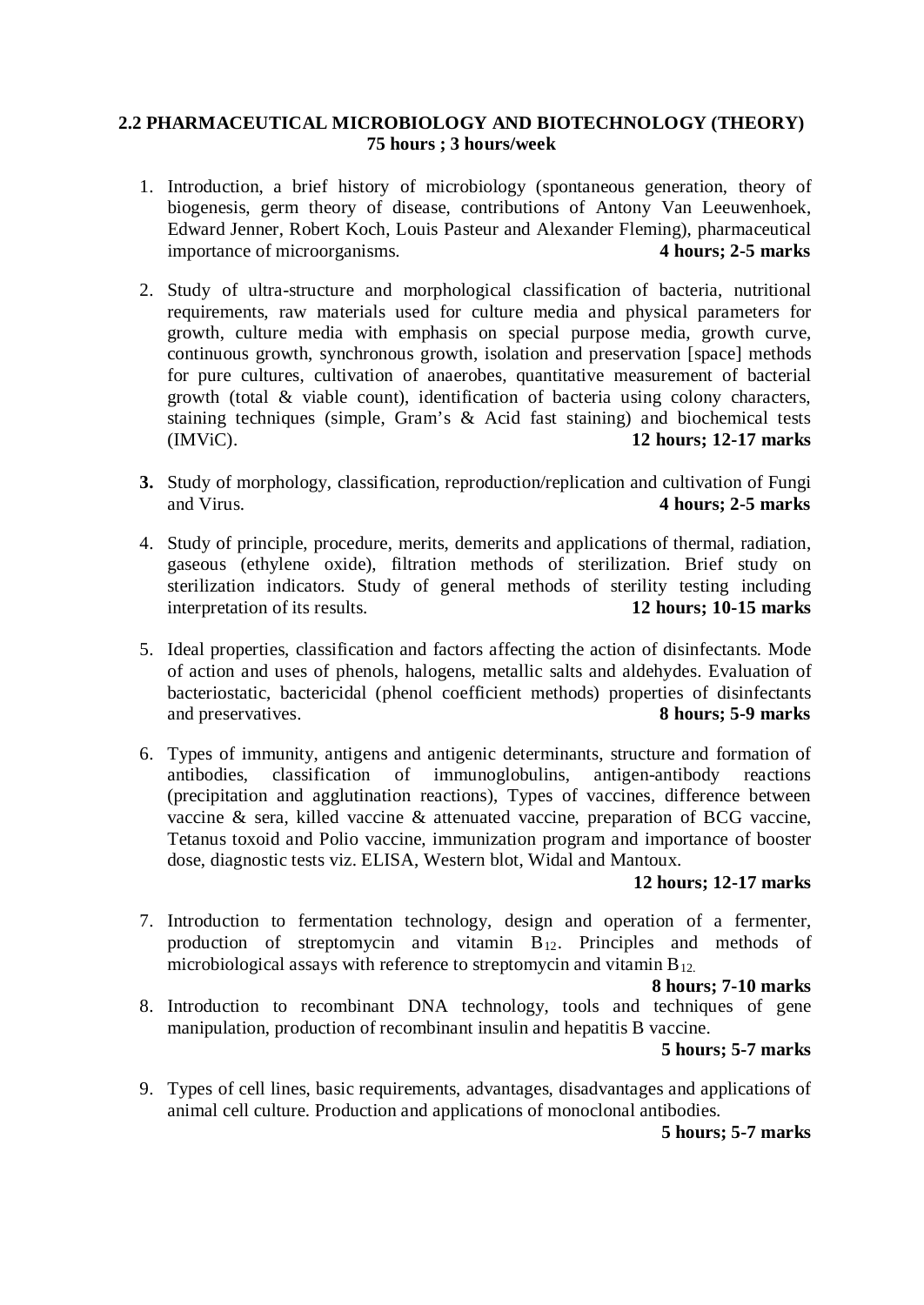**2.2 PHARMACEUTICAL MICROBIOLOGY AND BIOTECHNOLOGY (THEORY)**
**75 hours ; 3 hours/week**

1. Introduction, a brief history of microbiology (spontaneous generation, theory of biogenesis, germ theory of disease, contributions of Antony Van Leeuwenhoek, Edward Jenner, Robert Koch, Louis Pasteur and Alexander Fleming), pharmaceutical importance of microorganisms. **4 hours; 2-5 marks**

2. Study of ultra-structure and morphological classification of bacteria, nutritional requirements, raw materials used for culture media and physical parameters for growth, culture media with emphasis on special purpose media, growth curve, continuous growth, synchronous growth, isolation and preservation [space] methods for pure cultures, cultivation of anaerobes, quantitative measurement of bacterial growth (total & viable count), identification of bacteria using colony characters, staining techniques (simple, Gram's & Acid fast staining) and biochemical tests (IMViC). **12 hours; 12-17 marks**

3. Study of morphology, classification, reproduction/replication and cultivation of Fungi and Virus. **4 hours; 2-5 marks**

4. Study of principle, procedure, merits, demerits and applications of thermal, radiation, gaseous (ethylene oxide), filtration methods of sterilization. Brief study on sterilization indicators. Study of general methods of sterility testing including interpretation of its results. **12 hours; 10-15 marks**

5. Ideal properties, classification and factors affecting the action of disinfectants. Mode of action and uses of phenols, halogens, metallic salts and aldehydes. Evaluation of bacteriostatic, bactericidal (phenol coefficient methods) properties of disinfectants and preservatives. **8 hours; 5-9 marks**

6. Types of immunity, antigens and antigenic determinants, structure and formation of antibodies, classification of immunoglobulins, antigen-antibody reactions (precipitation and agglutination reactions), Types of vaccines, difference between vaccine & sera, killed vaccine & attenuated vaccine, preparation of BCG vaccine, Tetanus toxoid and Polio vaccine, immunization program and importance of booster dose, diagnostic tests viz. ELISA, Western blot, Widal and Mantoux. **12 hours; 12-17 marks**

7. Introduction to fermentation technology, design and operation of a fermenter, production of streptomycin and vitamin $B_{12}$. Principles and methods of microbiological assays with reference to streptomycin and vitamin $B_{12}$. **8 hours; 7-10 marks**

8. Introduction to recombinant DNA technology, tools and techniques of gene manipulation, production of recombinant insulin and hepatitis B vaccine. **5 hours; 5-7 marks**

9. Types of cell lines, basic requirements, advantages, disadvantages and applications of animal cell culture. Production and applications of monoclonal antibodies. **5 hours; 5-7 marks**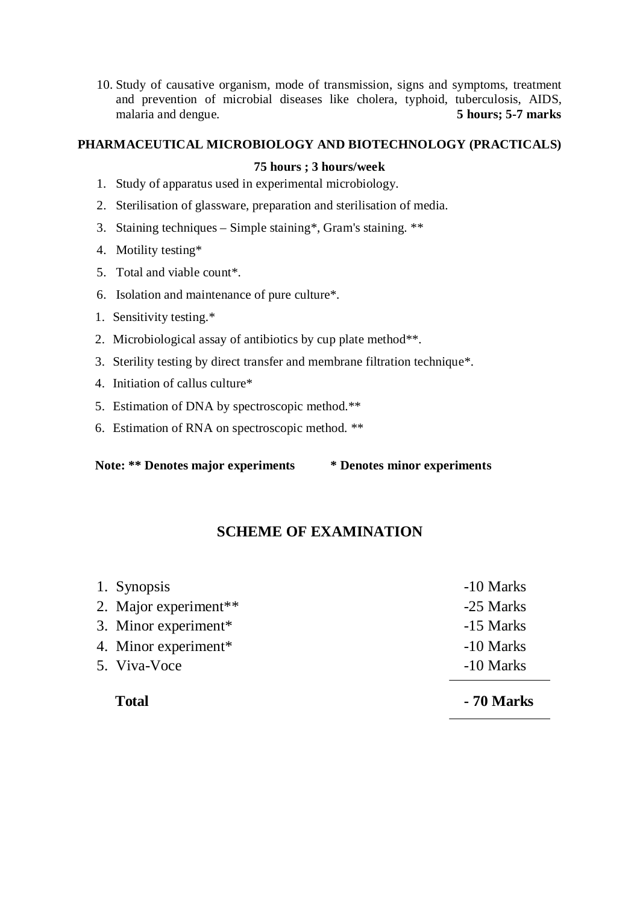10. Study of causative organism, mode of transmission, signs and symptoms, treatment and prevention of microbial diseases like cholera, typhoid, tuberculosis, AIDS, malaria and dengue. **5 hours; 5-7 marks**

## PHARMACEUTICAL MICROBIOLOGY AND BIOTECHNOLOGY (PRACTICALS)

**75 hours ; 3 hours/week**

1. Study of apparatus used in experimental microbiology.
2. Sterilisation of glassware, preparation and sterilisation of media.
3. Staining techniques – Simple staining*, Gram's staining. **
4. Motility testing*
5. Total and viable count*.
6. Isolation and maintenance of pure culture*.

1. Sensitivity testing.*
2. Microbiological assay of antibiotics by cup plate method**.
3. Sterility testing by direct transfer and membrane filtration technique*.
4. Initiation of callus culture*
5. Estimation of DNA by spectroscopic method.**
6. Estimation of RNA on spectroscopic method. **

**Note: ** Denotes major experiments &nbsp;&nbsp;&nbsp;&nbsp;&nbsp;&nbsp; * Denotes minor experiments**

## SCHEME OF EXAMINATION

| | |
|---|---|
| 1. Synopsis | -10 Marks |
| 2. Major experiment** | -25 Marks |
| 3. Minor experiment* | -15 Marks |
| 4. Minor experiment* | -10 Marks |
| 5. Viva-Voce | -10 Marks |
| **Total** | **- 70 Marks** |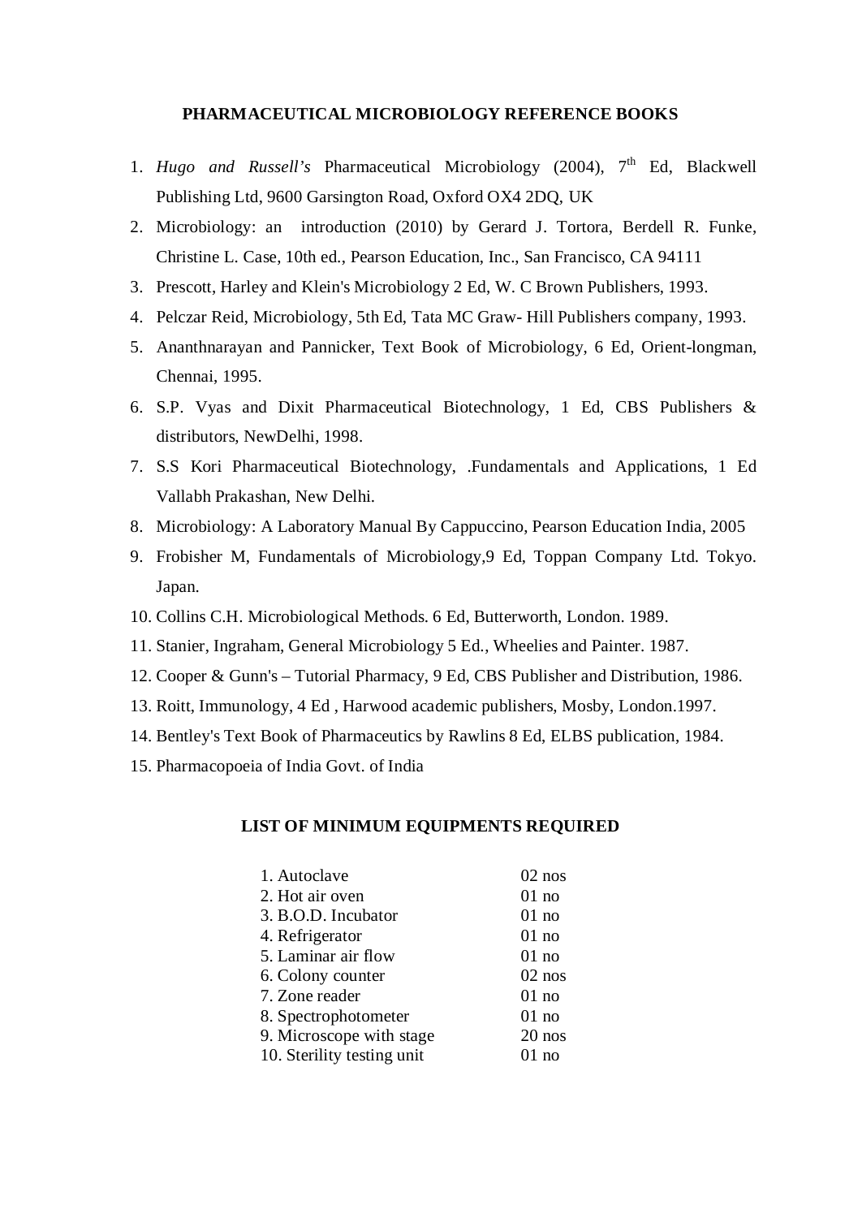## PHARMACEUTICAL MICROBIOLOGY REFERENCE BOOKS

1. *Hugo and Russell's* Pharmaceutical Microbiology (2004), 7th Ed, Blackwell Publishing Ltd, 9600 Garsington Road, Oxford OX4 2DQ, UK
2. Microbiology: an introduction (2010) by Gerard J. Tortora, Berdell R. Funke, Christine L. Case, 10th ed., Pearson Education, Inc., San Francisco, CA 94111
3. Prescott, Harley and Klein's Microbiology 2 Ed, W. C Brown Publishers, 1993.
4. Pelczar Reid, Microbiology, 5th Ed, Tata MC Graw- Hill Publishers company, 1993.
5. Ananthnarayan and Pannicker, Text Book of Microbiology, 6 Ed, Orient-longman, Chennai, 1995.
6. S.P. Vyas and Dixit Pharmaceutical Biotechnology, 1 Ed, CBS Publishers & distributors, NewDelhi, 1998.
7. S.S Kori Pharmaceutical Biotechnology, .Fundamentals and Applications, 1 Ed Vallabh Prakashan, New Delhi.
8. Microbiology: A Laboratory Manual By Cappuccino, Pearson Education India, 2005
9. Frobisher M, Fundamentals of Microbiology,9 Ed, Toppan Company Ltd. Tokyo. Japan.
10. Collins C.H. Microbiological Methods. 6 Ed, Butterworth, London. 1989.
11. Stanier, Ingraham, General Microbiology 5 Ed., Wheelies and Painter. 1987.
12. Cooper & Gunn's – Tutorial Pharmacy, 9 Ed, CBS Publisher and Distribution, 1986.
13. Roitt, Immunology, 4 Ed , Harwood academic publishers, Mosby, London.1997.
14. Bentley's Text Book of Pharmaceutics by Rawlins 8 Ed, ELBS publication, 1984.
15. Pharmacopoeia of India Govt. of India

## LIST OF MINIMUM EQUIPMENTS REQUIRED

| | |
|---|---|
| 1. Autoclave | 02 nos |
| 2. Hot air oven | 01 no |
| 3. B.O.D. Incubator | 01 no |
| 4. Refrigerator | 01 no |
| 5. Laminar air flow | 01 no |
| 6. Colony counter | 02 nos |
| 7. Zone reader | 01 no |
| 8. Spectrophotometer | 01 no |
| 9. Microscope with stage | 20 nos |
| 10. Sterility testing unit | 01 no |